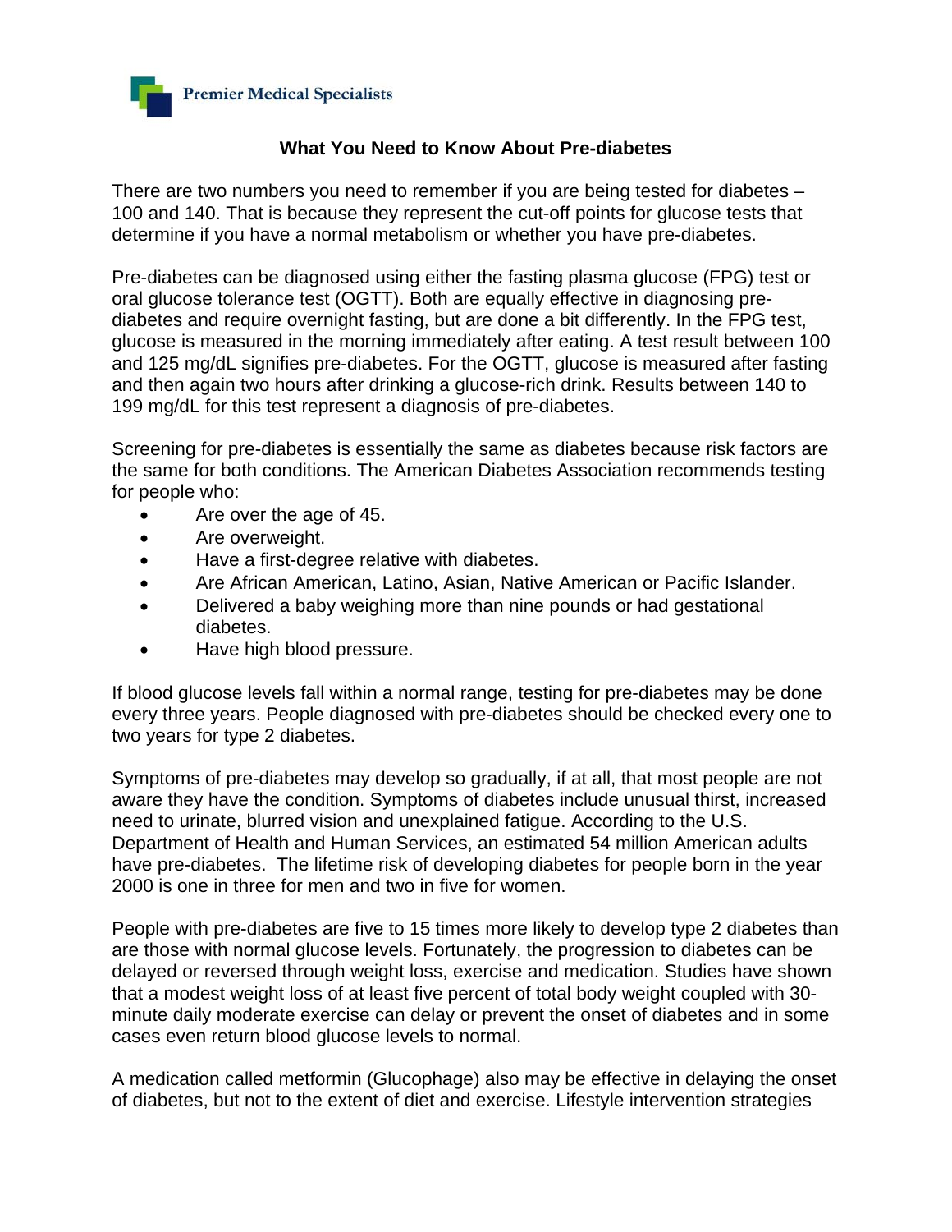Premier Medical Specialists

**What You Need to Know About Pre-diabetes**

There are two numbers you need to remember if you are being tested for diabetes – 100 and 140. That is because they represent the cut-off points for glucose tests that determine if you have a normal metabolism or whether you have pre-diabetes.

Pre-diabetes can be diagnosed using either the fasting plasma glucose (FPG) test or oral glucose tolerance test (OGTT). Both are equally effective in diagnosing pre-diabetes and require overnight fasting, but are done a bit differently. In the FPG test, glucose is measured in the morning immediately after eating. A test result between 100 and 125 mg/dL signifies pre-diabetes. For the OGTT, glucose is measured after fasting and then again two hours after drinking a glucose-rich drink. Results between 140 to 199 mg/dL for this test represent a diagnosis of pre-diabetes.

Screening for pre-diabetes is essentially the same as diabetes because risk factors are the same for both conditions. The American Diabetes Association recommends testing for people who:

- Are over the age of 45.
- Are overweight.
- Have a first-degree relative with diabetes.
- Are African American, Latino, Asian, Native American or Pacific Islander.
- Delivered a baby weighing more than nine pounds or had gestational diabetes.
- Have high blood pressure.

If blood glucose levels fall within a normal range, testing for pre-diabetes may be done every three years. People diagnosed with pre-diabetes should be checked every one to two years for type 2 diabetes.

Symptoms of pre-diabetes may develop so gradually, if at all, that most people are not aware they have the condition. Symptoms of diabetes include unusual thirst, increased need to urinate, blurred vision and unexplained fatigue. According to the U.S. Department of Health and Human Services, an estimated 54 million American adults have pre-diabetes. The lifetime risk of developing diabetes for people born in the year 2000 is one in three for men and two in five for women.

People with pre-diabetes are five to 15 times more likely to develop type 2 diabetes than are those with normal glucose levels. Fortunately, the progression to diabetes can be delayed or reversed through weight loss, exercise and medication. Studies have shown that a modest weight loss of at least five percent of total body weight coupled with 30-minute daily moderate exercise can delay or prevent the onset of diabetes and in some cases even return blood glucose levels to normal.

A medication called metformin (Glucophage) also may be effective in delaying the onset of diabetes, but not to the extent of diet and exercise. Lifestyle intervention strategies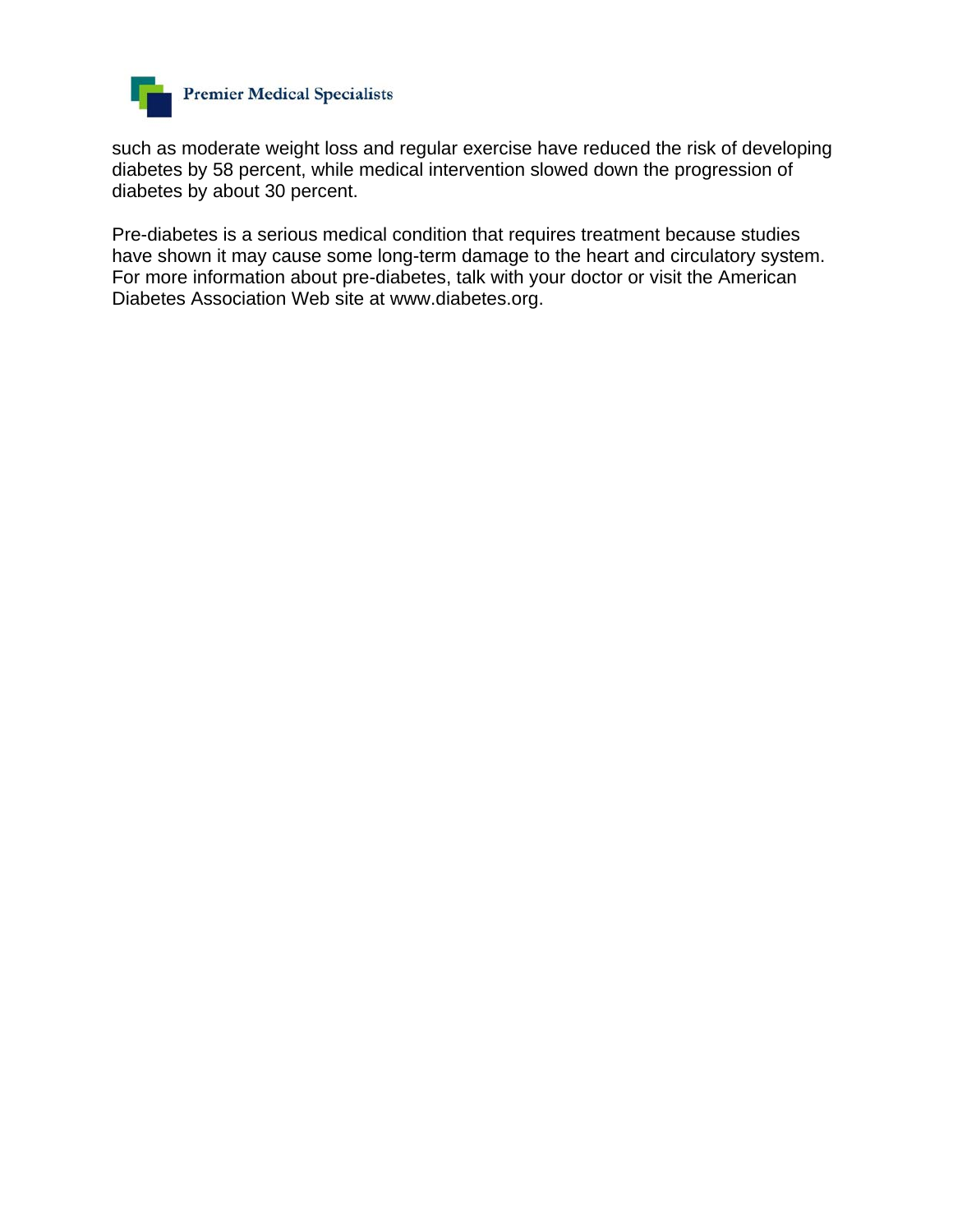such as moderate weight loss and regular exercise have reduced the risk of developing diabetes by 58 percent, while medical intervention slowed down the progression of diabetes by about 30 percent.

Pre-diabetes is a serious medical condition that requires treatment because studies have shown it may cause some long-term damage to the heart and circulatory system. For more information about pre-diabetes, talk with your doctor or visit the American Diabetes Association Web site at www.diabetes.org.